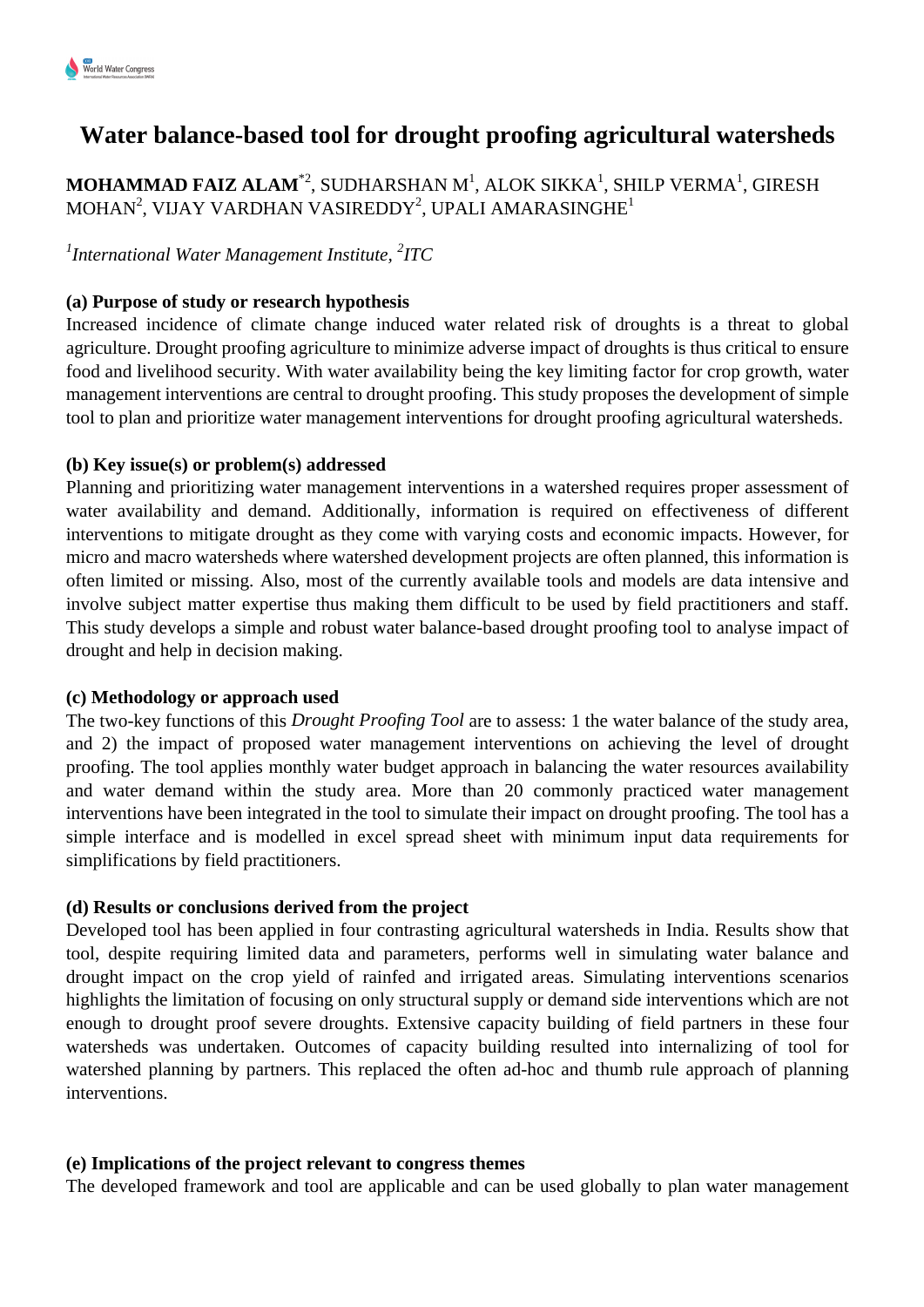# Water balance-based tool for drought proofing agricultural watersheds

**MOHAMMAD FAIZ ALAM**[*2], SUDHARSHAN M[1], ALOK SIKKA[1], SHILP VERMA[1], GIRESH MOHAN[2], VIJAY VARDHAN VASIREDDY[2], UPALI AMARASINGHE[1]

*[1]International Water Management Institute, [2]ITC*

**(a) Purpose of study or research hypothesis**

Increased incidence of climate change induced water related risk of droughts is a threat to global agriculture. Drought proofing agriculture to minimize adverse impact of droughts is thus critical to ensure food and livelihood security. With water availability being the key limiting factor for crop growth, water management interventions are central to drought proofing. This study proposes the development of simple tool to plan and prioritize water management interventions for drought proofing agricultural watersheds.

**(b) Key issue(s) or problem(s) addressed**

Planning and prioritizing water management interventions in a watershed requires proper assessment of water availability and demand. Additionally, information is required on effectiveness of different interventions to mitigate drought as they come with varying costs and economic impacts. However, for micro and macro watersheds where watershed development projects are often planned, this information is often limited or missing. Also, most of the currently available tools and models are data intensive and involve subject matter expertise thus making them difficult to be used by field practitioners and staff. This study develops a simple and robust water balance-based drought proofing tool to analyse impact of drought and help in decision making.

**(c) Methodology or approach used**

The two-key functions of this *Drought Proofing Tool* are to assess: 1 the water balance of the study area, and 2) the impact of proposed water management interventions on achieving the level of drought proofing. The tool applies monthly water budget approach in balancing the water resources availability and water demand within the study area. More than 20 commonly practiced water management interventions have been integrated in the tool to simulate their impact on drought proofing. The tool has a simple interface and is modelled in excel spread sheet with minimum input data requirements for simplifications by field practitioners.

**(d) Results or conclusions derived from the project**

Developed tool has been applied in four contrasting agricultural watersheds in India. Results show that tool, despite requiring limited data and parameters, performs well in simulating water balance and drought impact on the crop yield of rainfed and irrigated areas. Simulating interventions scenarios highlights the limitation of focusing on only structural supply or demand side interventions which are not enough to drought proof severe droughts. Extensive capacity building of field partners in these four watersheds was undertaken. Outcomes of capacity building resulted into internalizing of tool for watershed planning by partners. This replaced the often ad-hoc and thumb rule approach of planning interventions.

**(e) Implications of the project relevant to congress themes**

The developed framework and tool are applicable and can be used globally to plan water management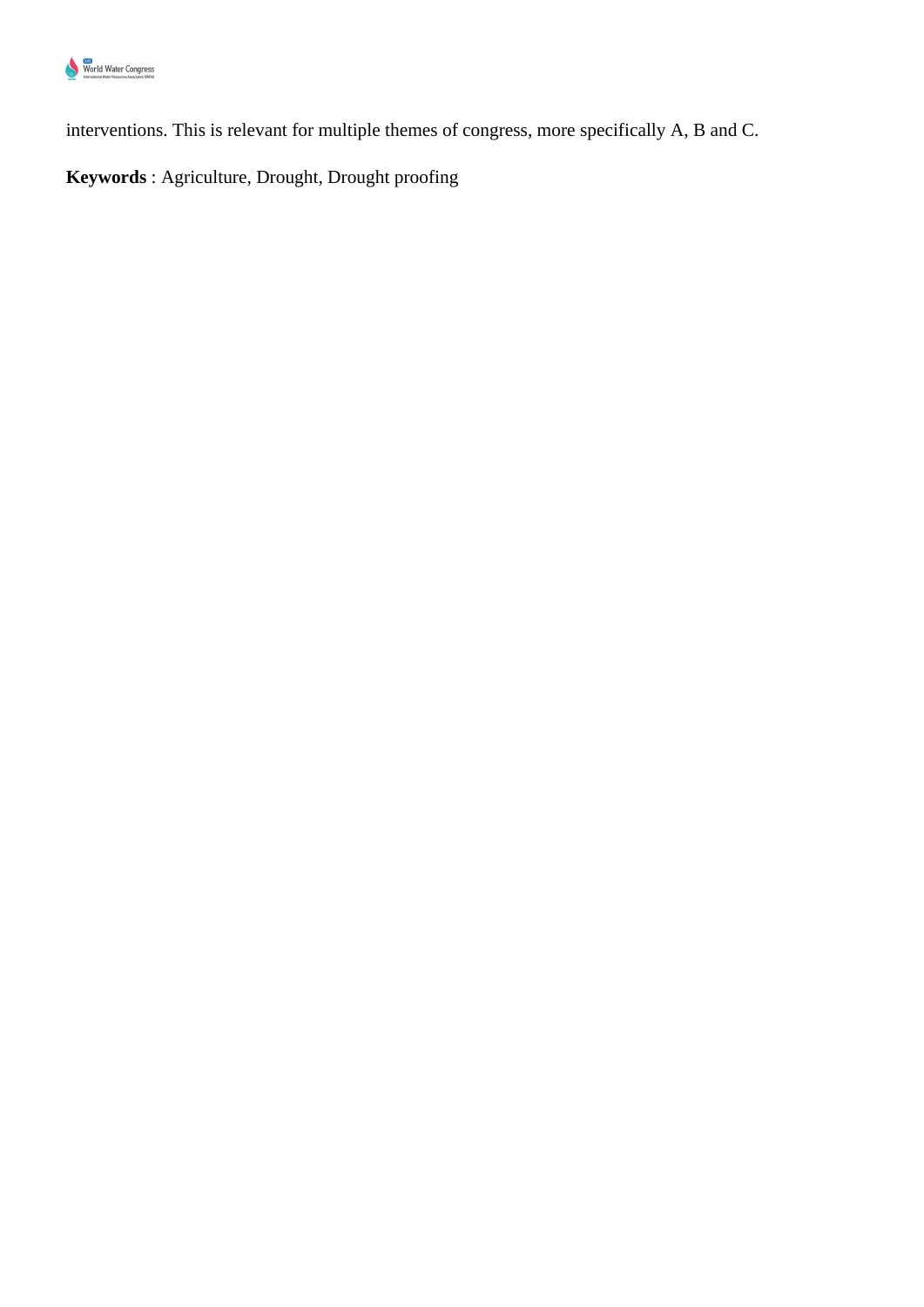interventions. This is relevant for multiple themes of congress, more specifically A, B and C.

**Keywords** : Agriculture, Drought, Drought proofing